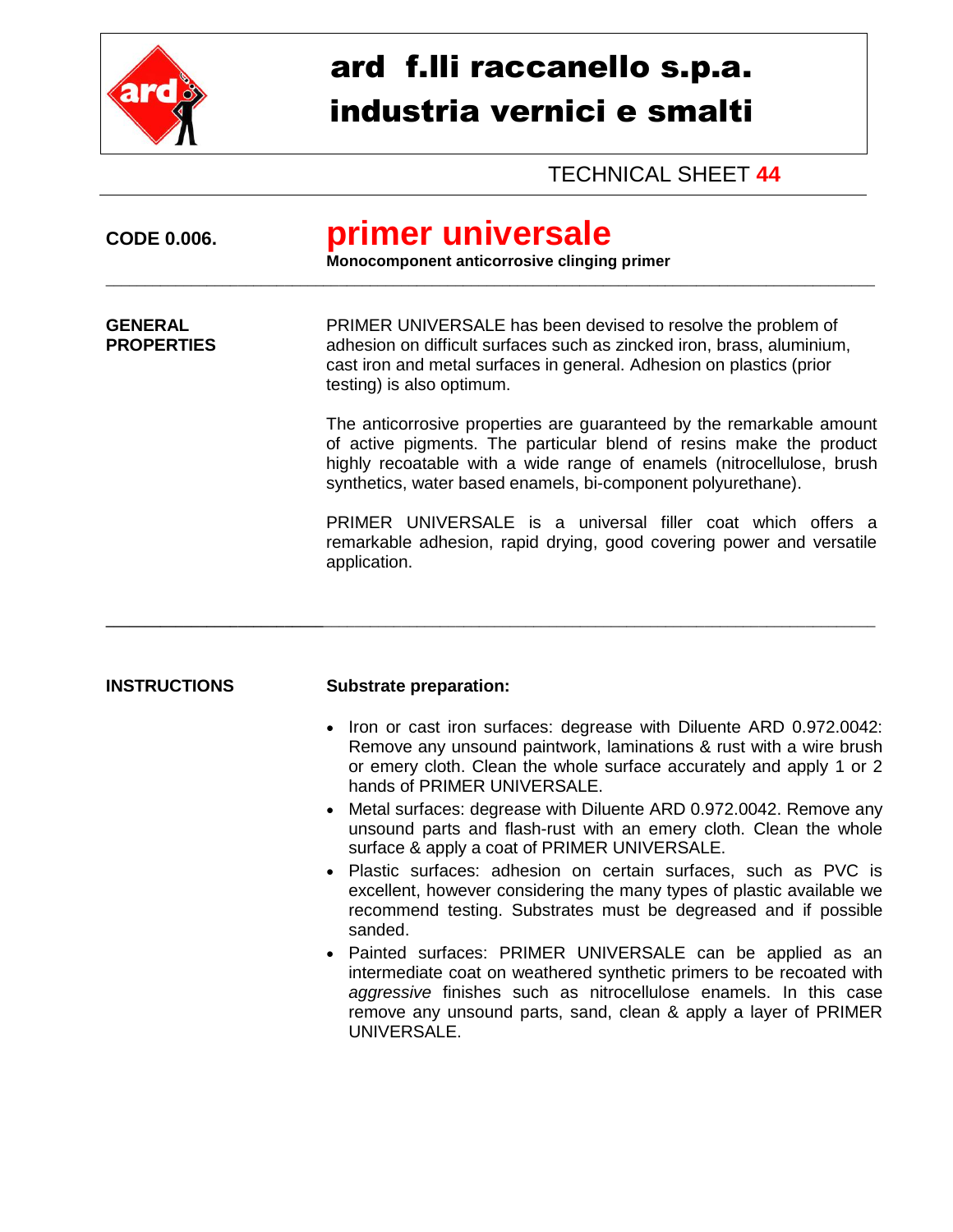# ard f.lli raccanello s.p.a.
# industria vernici e smalti

TECHNICAL SHEET **44**

**CODE 0.006.**

## primer universale

**Monocomponent anticorrosive clinging primer**

---

**GENERAL PROPERTIES**

PRIMER UNIVERSALE has been devised to resolve the problem of adhesion on difficult surfaces such as zincked iron, brass, aluminium, cast iron and metal surfaces in general. Adhesion on plastics (prior testing) is also optimum.

The anticorrosive properties are guaranteed by the remarkable amount of active pigments. The particular blend of resins make the product highly recoatable with a wide range of enamels (nitrocellulose, brush synthetics, water based enamels, bi-component polyurethane).

PRIMER UNIVERSALE is a universal filler coat which offers a remarkable adhesion, rapid drying, good covering power and versatile application.

---

**INSTRUCTIONS**

**Substrate preparation:**

- Iron or cast iron surfaces: degrease with Diluente ARD 0.972.0042: Remove any unsound paintwork, laminations & rust with a wire brush or emery cloth. Clean the whole surface accurately and apply 1 or 2 hands of PRIMER UNIVERSALE.
- Metal surfaces: degrease with Diluente ARD 0.972.0042. Remove any unsound parts and flash-rust with an emery cloth. Clean the whole surface & apply a coat of PRIMER UNIVERSALE.
- Plastic surfaces: adhesion on certain surfaces, such as PVC is excellent, however considering the many types of plastic available we recommend testing. Substrates must be degreased and if possible sanded.
- Painted surfaces: PRIMER UNIVERSALE can be applied as an intermediate coat on weathered synthetic primers to be recoated with *aggressive* finishes such as nitrocellulose enamels. In this case remove any unsound parts, sand, clean & apply a layer of PRIMER UNIVERSALE.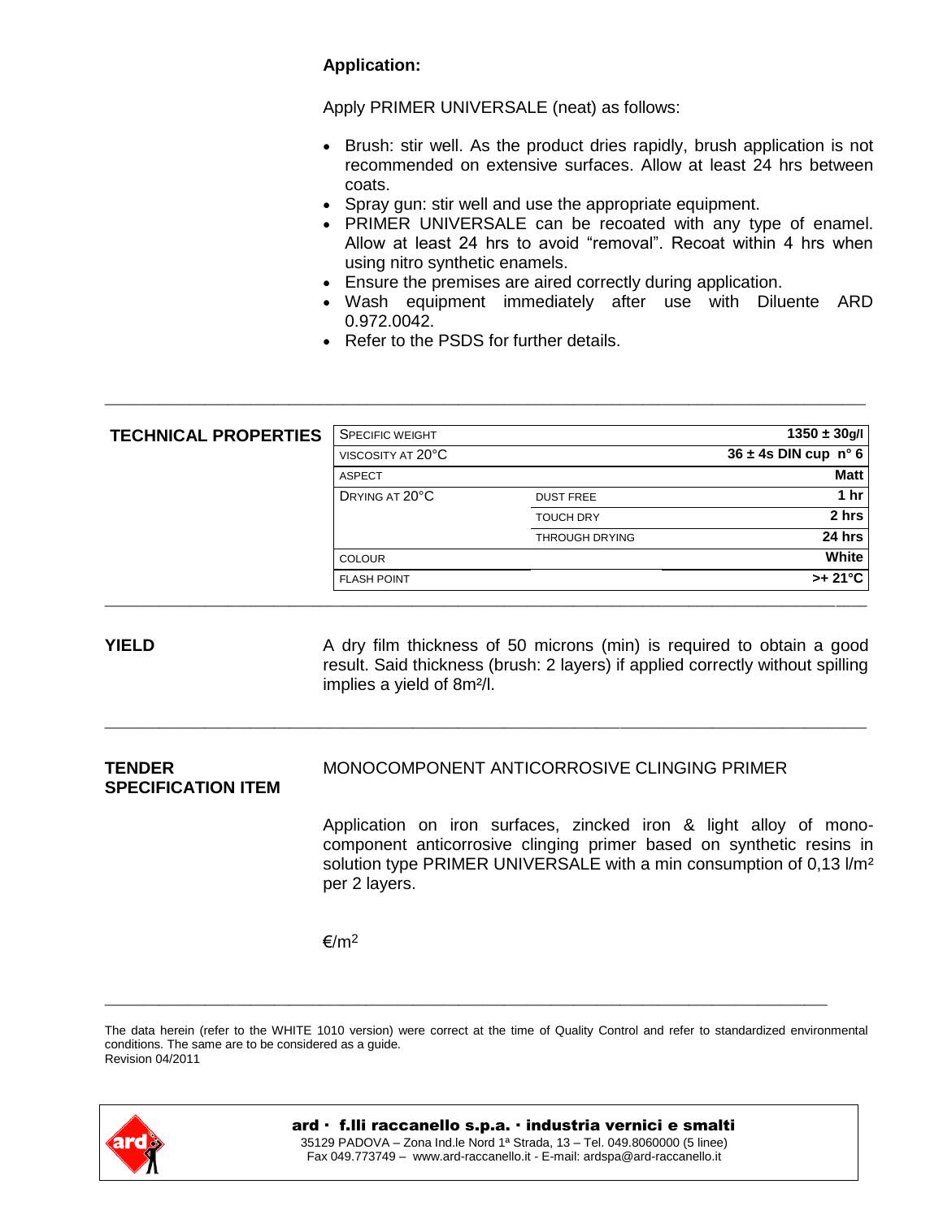**Application:**

Apply PRIMER UNIVERSALE (neat) as follows:

- Brush: stir well. As the product dries rapidly, brush application is not recommended on extensive surfaces. Allow at least 24 hrs between coats.
- Spray gun: stir well and use the appropriate equipment.
- PRIMER UNIVERSALE can be recoated with any type of enamel. Allow at least 24 hrs to avoid "removal". Recoat within 4 hrs when using nitro synthetic enamels.
- Ensure the premises are aired correctly during application.
- Wash equipment immediately after use with Diluente ARD 0.972.0042.
- Refer to the PSDS for further details.

## TECHNICAL PROPERTIES

| | | |
|---|---|---|
| SPECIFIC WEIGHT | | **1350 ± 30g/l** |
| VISCOSITY AT 20°C | | **36 ± 4s DIN cup n° 6** |
| ASPECT | | **Matt** |
| DRYING AT 20°C | DUST FREE | **1 hr** |
| | TOUCH DRY | **2 hrs** |
| | THROUGH DRYING | **24 hrs** |
| COLOUR | | **White** |
| FLASH POINT | | **>+ 21°C** |

## YIELD

A dry film thickness of 50 microns (min) is required to obtain a good result. Said thickness (brush: 2 layers) if applied correctly without spilling implies a yield of 8m²/l.

## TENDER SPECIFICATION ITEM

MONOCOMPONENT ANTICORROSIVE CLINGING PRIMER

Application on iron surfaces, zincked iron & light alloy of mono-component anticorrosive clinging primer based on synthetic resins in solution type PRIMER UNIVERSALE with a min consumption of 0,13 l/m² per 2 layers.

€/m²

The data herein (refer to the WHITE 1010 version) were correct at the time of Quality Control and refer to standardized environmental conditions. The same are to be considered as a guide.
Revision 04/2011

**ard · f.lli raccanello s.p.a. · industria vernici e smalti**
35129 PADOVA – Zona Ind.le Nord 1ª Strada, 13 – Tel. 049.8060000 (5 linee)
Fax 049.773749 – www.ard-raccanello.it - E-mail: ardspa@ard-raccanello.it